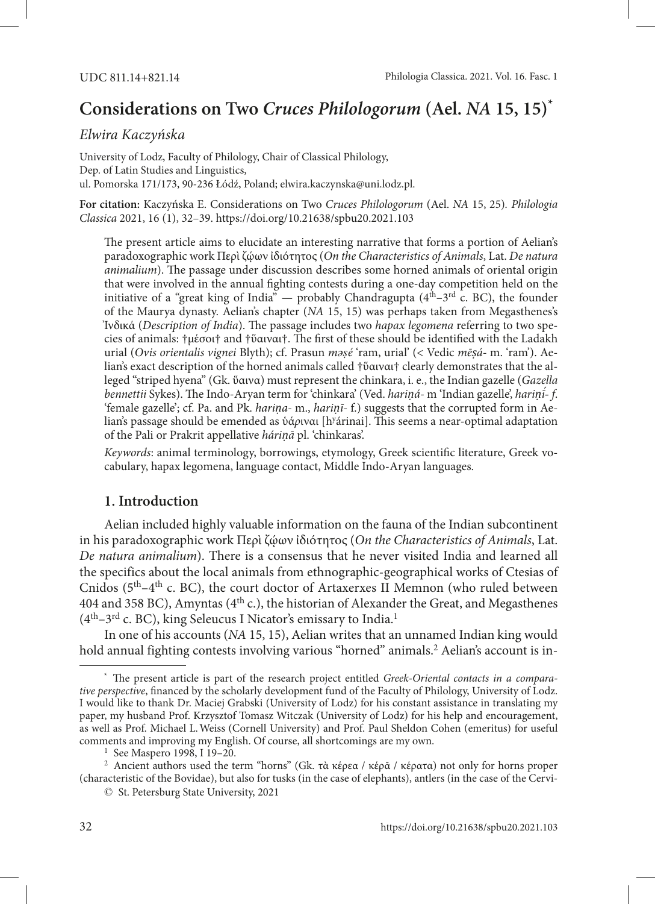UDC 811.14+821.14

# Considerations on Two *Cruces Philologorum* (Ael. *NA* 15, 15)*

*Elwira Kaczyńska*

University of Lodz, Faculty of Philology, Chair of Classical Philology,
Dep. of Latin Studies and Linguistics,
ul. Pomorska 171/173, 90-236 Łódź, Poland; elwira.kaczynska@uni.lodz.pl.

**For citation:** Kaczyńska E. Considerations on Two *Cruces Philologorum* (Ael. *NA* 15, 25). *Philologia Classica* 2021, 16 (1), 32–39. https://doi.org/10.21638/spbu20.2021.103

The present article aims to elucidate an interesting narrative that forms a portion of Aelian's paradoxographic work Περὶ ζῴων ἰδιότητος (*On the Characteristics of Animals*, Lat. *De natura animalium*). The passage under discussion describes some horned animals of oriental origin that were involved in the annual fighting contests during a one-day competition held on the initiative of a "great king of India" — probably Chandragupta (4th–3rd c. BC), the founder of the Maurya dynasty. Aelian's chapter (*NA* 15, 15) was perhaps taken from Megasthenes's Ἰνδικά (*Description of India*). The passage includes two *hapax legomena* referring to two species of animals: †μέσοι† and †ὕαιναι†. The first of these should be identified with the Ladakh urial (*Ovis orientalis vignei* Blyth); cf. Prasun *məṣé* 'ram, urial' (< Vedic *mēṣá-* m. 'ram'). Aelian's exact description of the horned animals called †ὕαιναι† clearly demonstrates that the alleged "striped hyena" (Gk. ὕαινα) must represent the chinkara, i. e., the Indian gazelle (*Gazella bennettii* Sykes). The Indo-Aryan term for 'chinkara' (Ved. *hariṇá-* m 'Indian gazelle', *hariṇī́- f.* 'female gazelle'; cf. Pa. and Pk. *hariṇa-* m., *hariṇī-* f.) suggests that the corrupted form in Aelian's passage should be emended as ὑάριναι [hʸárinai]. This seems a near-optimal adaptation of the Pali or Prakrit appellative *háriṇā* pl. 'chinkaras'.

*Keywords*: animal terminology, borrowings, etymology, Greek scientific literature, Greek vocabulary, hapax legomena, language contact, Middle Indo-Aryan languages.

## 1. Introduction

Aelian included highly valuable information on the fauna of the Indian subcontinent in his paradoxographic work Περὶ ζῴων ἰδιότητος (*On the Characteristics of Animals*, Lat. *De natura animalium*). There is a consensus that he never visited India and learned all the specifics about the local animals from ethnographic-geographical works of Ctesias of Cnidos (5th–4th c. BC), the court doctor of Artaxerxes II Memnon (who ruled between 404 and 358 BC), Amyntas (4th c.), the historian of Alexander the Great, and Megasthenes (4th–3rd c. BC), king Seleucus I Nicator's emissary to India.[1]

In one of his accounts (*NA* 15, 15), Aelian writes that an unnamed Indian king would hold annual fighting contests involving various "horned" animals.[2] Aelian's account is in-

---

* The present article is part of the research project entitled *Greek-Oriental contacts in a comparative perspective*, financed by the scholarly development fund of the Faculty of Philology, University of Lodz. I would like to thank Dr. Maciej Grabski (University of Lodz) for his constant assistance in translating my paper, my husband Prof. Krzysztof Tomasz Witczak (University of Lodz) for his help and encouragement, as well as Prof. Michael L. Weiss (Cornell University) and Prof. Paul Sheldon Cohen (emeritus) for useful comments and improving my English. Of course, all shortcomings are my own.

[1] See Maspero 1998, I 19–20.

[2] Ancient authors used the term "horns" (Gk. τὰ κέρεα / κέρᾱ / κέρατα) not only for horns proper (characteristic of the Bovidae), but also for tusks (in the case of elephants), antlers (in the case of the Cervi-

© St. Petersburg State University, 2021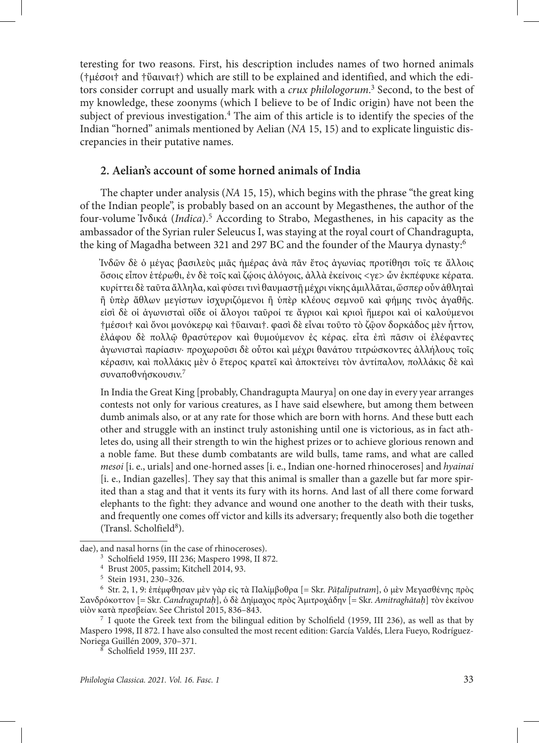teresting for two reasons. First, his description includes names of two horned animals (†μέσοι† and †ὕαιναι†) which are still to be explained and identified, and which the editors consider corrupt and usually mark with a *crux philologorum*.[3] Second, to the best of my knowledge, these zoonyms (which I believe to be of Indic origin) have not been the subject of previous investigation.[4] The aim of this article is to identify the species of the Indian "horned" animals mentioned by Aelian (*NA* 15, 15) and to explicate linguistic discrepancies in their putative names.

## 2. Aelian's account of some horned animals of India

The chapter under analysis (*NA* 15, 15), which begins with the phrase "the great king of the Indian people", is probably based on an account by Megasthenes, the author of the four-volume Ἰνδικά (*Indica*).[5] According to Strabo, Megasthenes, in his capacity as the ambassador of the Syrian ruler Seleucus I, was staying at the royal court of Chandragupta, the king of Magadha between 321 and 297 BC and the founder of the Maurya dynasty:[6]

> Ἰνδῶν δὲ ὁ μέγας βασιλεὺς μιᾶς ἡμέρας ἀνὰ πᾶν ἔτος ἀγωνίας προτίθησι τοῖς τε ἄλλοις ὅσοις εἶπον ἑτέρωθι, ἐν δὲ τοῖς καὶ ζῴοις ἀλόγοις, ἀλλὰ ἐκείνοις <γε> ὧν ἐκπέφυκε κέρατα. κυρίττει δὲ ταῦτα ἄλληλα, καὶ φύσει τινὶ θαυμαστῇ μέχρι νίκης ἁμιλλᾶται, ὥσπερ οὖν ἀθληταὶ ἢ ὑπὲρ ἄθλων μεγίστων ἰσχυριζόμενοι ἢ ὑπὲρ κλέους σεμνοῦ καὶ φήμης τινὸς ἀγαθῆς. εἰσὶ δὲ οἱ ἀγωνισταὶ οἵδε οἱ ἄλογοι ταῦροί τε ἄγριοι καὶ κριοὶ ἥμεροι καὶ οἱ καλούμενοι †μέσοι† καὶ ὄνοι μονόκερῳ καὶ †ὕαιναι†. φασὶ δὲ εἶναι τοῦτο τὸ ζῷον δορκάδος μὲν ἧττον, ἐλάφου δὲ πολλῷ θρασύτερον καὶ θυμούμενον ἐς κέρας. εἶτα ἐπὶ πᾶσιν οἱ ἐλέφαντες ἀγωνισταὶ παρίασιν· προχωροῦσι δὲ οὗτοι καὶ μέχρι θανάτου τιτρώσκοντες ἀλλήλους τοῖς κέρασιν, καὶ πολλάκις μὲν ὁ ἕτερος κρατεῖ καὶ ἀποκτείνει τὸν ἀντίπαλον, πολλάκις δὲ καὶ συναποθνήσκουσιν.[7]
>
> In India the Great King [probably, Chandragupta Maurya] on one day in every year arranges contests not only for various creatures, as I have said elsewhere, but among them between dumb animals also, or at any rate for those which are born with horns. And these butt each other and struggle with an instinct truly astonishing until one is victorious, as in fact athletes do, using all their strength to win the highest prizes or to achieve glorious renown and a noble fame. But these dumb combatants are wild bulls, tame rams, and what are called *mesoi* [i. e., urials] and one-horned asses [i. e., Indian one-horned rhinoceroses] and *hyainai* [i. e., Indian gazelles]. They say that this animal is smaller than a gazelle but far more spirited than a stag and that it vents its fury with its horns. And last of all there come forward elephants to the fight: they advance and wound one another to the death with their tusks, and frequently one comes off victor and kills its adversary; frequently also both die together (Transl. Scholfield[8]).

---

dae), and nasal horns (in the case of rhinoceroses).

[3] Scholfield 1959, III 236; Maspero 1998, II 872.

[4] Brust 2005, passim; Kitchell 2014, 93.

[5] Stein 1931, 230–326.

[6] Str. 2, 1, 9: ἐπέμφθησαν μὲν γὰρ εἰς τὰ Παλίμβοθρα [= Skr. *Pāṭaliputram*], ὁ μὲν Μεγασθένης πρὸς Σανδρόκοττον [= Skr. *Candraguptaḥ*], ὁ δὲ Δηίμαχος πρὸς Ἀμιτροχάδην [= Skr. *Amitraghātaḥ*] τὸν ἐκείνου υἱὸν κατὰ πρεσβείαν. See Christol 2015, 836–843.

[7] I quote the Greek text from the bilingual edition by Scholfield (1959, III 236), as well as that by Maspero 1998, II 872. I have also consulted the most recent edition: García Valdés, Llera Fueyo, Rodríguez-Noriega Guillén 2009, 370–371.

[8] Scholfield 1959, III 237.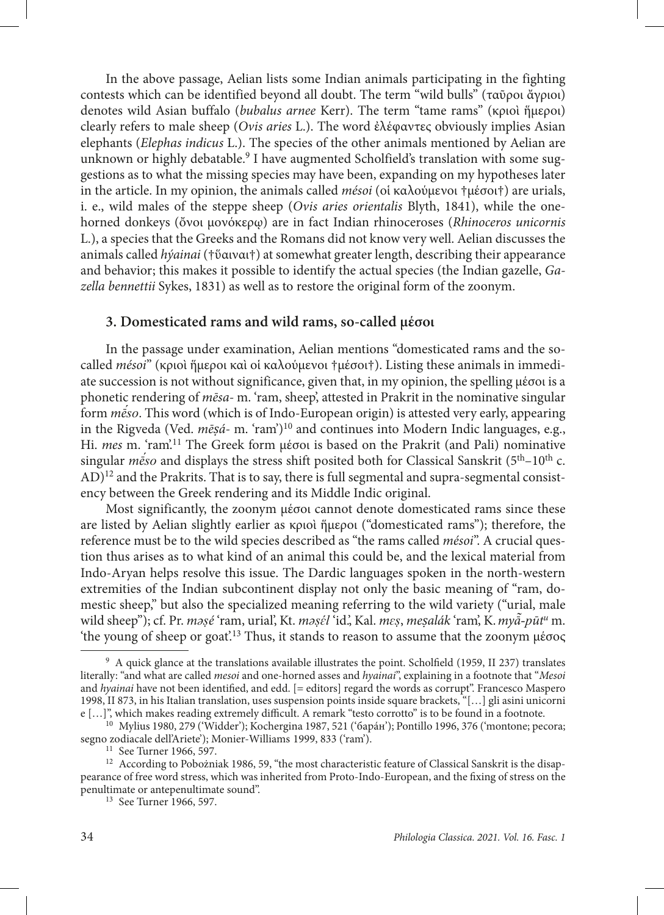In the above passage, Aelian lists some Indian animals participating in the fighting contests which can be identified beyond all doubt. The term "wild bulls" (ταῦροι ἄγριοι) denotes wild Asian buffalo (*bubalus arnee* Kerr). The term "tame rams" (κριοὶ ἥμεροι) clearly refers to male sheep (*Ovis aries* L.). The word ἐλέφαντες obviously implies Asian elephants (*Elephas indicus* L.). The species of the other animals mentioned by Aelian are unknown or highly debatable.[9] I have augmented Scholfield's translation with some suggestions as to what the missing species may have been, expanding on my hypotheses later in the article. In my opinion, the animals called *mésoi* (οἱ καλούμενοι †μέσοι†) are urials, i. e., wild males of the steppe sheep (*Ovis aries orientalis* Blyth, 1841), while the one-horned donkeys (ὄνοι μονόκερῳ) are in fact Indian rhinoceroses (*Rhinoceros unicornis* L.), a species that the Greeks and the Romans did not know very well. Aelian discusses the animals called *hýainai* (†ὕαιναι†) at somewhat greater length, describing their appearance and behavior; this makes it possible to identify the actual species (the Indian gazelle, *Gazella bennettii* Sykes, 1831) as well as to restore the original form of the zoonym.

### 3. Domesticated rams and wild rams, so-called μέσοι

In the passage under examination, Aelian mentions "domesticated rams and the so-called *mésoi*" (κριοὶ ἥμεροι καὶ οἱ καλούμενοι †μέσοι†). Listing these animals in immediate succession is not without significance, given that, in my opinion, the spelling μέσοι is a phonetic rendering of *mēsa-* m. 'ram, sheep', attested in Prakrit in the nominative singular form *mḗso*. This word (which is of Indo-European origin) is attested very early, appearing in the Rigveda (Ved. *mēṣá-* m. 'ram')[10] and continues into Modern Indic languages, e.g., Hi. *mes* m. 'ram'.[11] The Greek form μέσοι is based on the Prakrit (and Pali) nominative singular *mḗso* and displays the stress shift posited both for Classical Sanskrit (5th–10th c. AD)[12] and the Prakrits. That is to say, there is full segmental and supra-segmental consistency between the Greek rendering and its Middle Indic original.

Most significantly, the zoonym μέσοι cannot denote domesticated rams since these are listed by Aelian slightly earlier as κριοὶ ἥμεροι ("domesticated rams"); therefore, the reference must be to the wild species described as "the rams called *mésoi*". A crucial question thus arises as to what kind of an animal this could be, and the lexical material from Indo-Aryan helps resolve this issue. The Dardic languages spoken in the north-western extremities of the Indian subcontinent display not only the basic meaning of "ram, domestic sheep," but also the specialized meaning referring to the wild variety ("urial, male wild sheep"); cf. Pr. *məṣé* 'ram, urial', Kt. *məṣél* 'id.', Kal. *mɛṣ*, *meṣalák* 'ram', K. *myā̃-pūtᵘ* m. 'the young of sheep or goat'.[13] Thus, it stands to reason to assume that the zoonym μέσος

---

[9] A quick glance at the translations available illustrates the point. Scholfield (1959, II 237) translates literally: "and what are called *mesoi* and one-horned asses and *hyainai*", explaining in a footnote that "*Mesoi* and *hyainai* have not been identified, and edd. [= editors] regard the words as corrupt". Francesco Maspero 1998, II 873, in his Italian translation, uses suspension points inside square brackets, "[…] gli asini unicorni e […]", which makes reading extremely difficult. A remark "testo corrotto" is to be found in a footnote.

[10] Mylius 1980, 279 ('Widder'); Kochergina 1987, 521 ('баран'); Pontillo 1996, 376 ('montone; pecora; segno zodiacale dell'Ariete'); Monier-Williams 1999, 833 ('ram').

[11] See Turner 1966, 597.

[12] According to Pobożniak 1986, 59, "the most characteristic feature of Classical Sanskrit is the disappearance of free word stress, which was inherited from Proto-Indo-European, and the fixing of stress on the penultimate or antepenultimate sound".

[13] See Turner 1966, 597.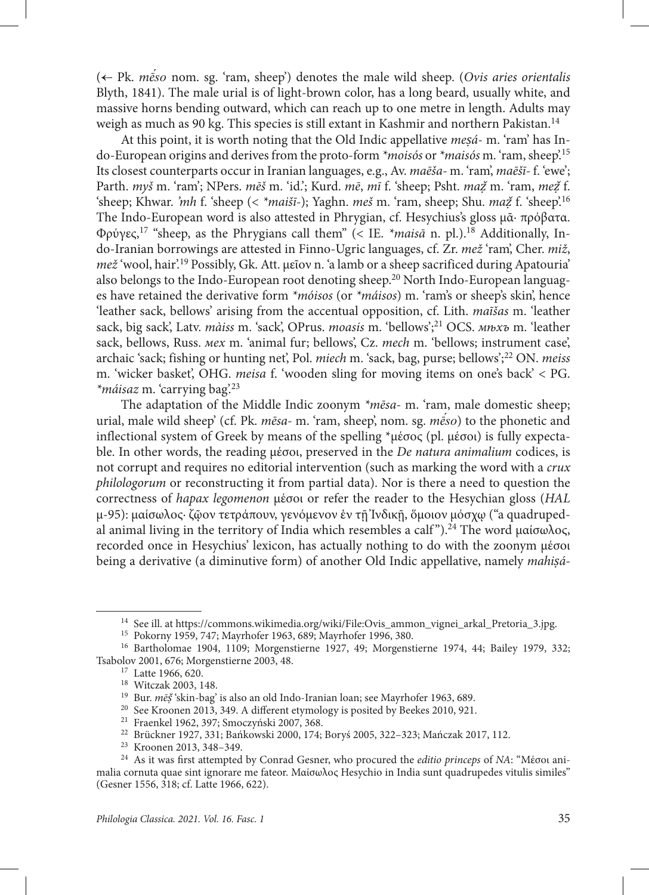(← Pk. *mḗso* nom. sg. 'ram, sheep') denotes the male wild sheep. (*Ovis aries orientalis* Blyth, 1841). The male urial is of light-brown color, has a long beard, usually white, and massive horns bending outward, which can reach up to one metre in length. Adults may weigh as much as 90 kg. This species is still extant in Kashmir and northern Pakistan.[14]

At this point, it is worth noting that the Old Indic appellative *meṣá-* m. 'ram' has Indo-European origins and derives from the proto-form *\*moisós* or *\*maisós* m. 'ram, sheep'.[15] Its closest counterparts occur in Iranian languages, e.g., Av. *maēša-* m. 'ram', *maēšī-* f. 'ewe'; Parth. *myš* m. 'ram'; NPers. *mēš* m. 'id.'; Kurd. *mē*, *mī* f. 'sheep; Psht. *maẓ̌* m. 'ram, *meẓ̌* f. 'sheep; Khwar. *ʾmh* f. 'sheep (< *\*maišī-*); Yaghn. *meš* m. 'ram, sheep; Shu. *maẓ̌* f. 'sheep'.[16] The Indo-European word is also attested in Phrygian, cf. Hesychius's gloss μᾶ· πρόβατα. Φρύγες,[17] "sheep, as the Phrygians call them" (< IE. *\*maisā* n. pl.).[18] Additionally, Indo-Iranian borrowings are attested in Finno-Ugric languages, cf. Zr. *mež* 'ram', Cher. *miž*, *mež* 'wool, hair'.[19] Possibly, Gk. Att. μεῖον n. 'a lamb or a sheep sacrificed during Apatouria' also belongs to the Indo-European root denoting sheep.[20] North Indo-European languages have retained the derivative form *\*móisos* (or *\*máisos*) m. 'ram's or sheep's skin', hence 'leather sack, bellows' arising from the accentual opposition, cf. Lith. *maĩšas* m. 'leather sack, big sack', Latv. *màiss* m. 'sack', OPrus. *moasis* m. 'bellows';[21] OCS. *мѣхъ* m. 'leather sack, bellows, Russ. *мех* m. 'animal fur; bellows', Cz. *mech* m. 'bellows; instrument case', archaic 'sack; fishing or hunting net', Pol. *miech* m. 'sack, bag, purse; bellows';[22] ON. *meiss* m. 'wicker basket', OHG. *meisa* f. 'wooden sling for moving items on one's back' < PG. *\*máisaz* m. 'carrying bag'.[23]

The adaptation of the Middle Indic zoonym *\*mēsa-* m. 'ram, male domestic sheep; urial, male wild sheep' (cf. Pk. *mēsa-* m. 'ram, sheep', nom. sg. *mḗso*) to the phonetic and inflectional system of Greek by means of the spelling \*μέσος (pl. μέσοι) is fully expectable. In other words, the reading μέσοι, preserved in the *De natura animalium* codices, is not corrupt and requires no editorial intervention (such as marking the word with a *crux philologorum* or reconstructing it from partial data). Nor is there a need to question the correctness of *hapax legomenon* μέσοι or refer the reader to the Hesychian gloss (*HAL* μ-95): μαίσωλος· ζῷον τετράπουν, γενόμενον ἐν τῇ Ἰνδικῇ, ὅμοιον μόσχῳ ("a quadrupedal animal living in the territory of India which resembles a calf").[24] The word μαίσωλος, recorded once in Hesychius' lexicon, has actually nothing to do with the zoonym μέσοι being a derivative (a diminutive form) of another Old Indic appellative, namely *mahiṣá-*

---

[14] See ill. at https://commons.wikimedia.org/wiki/File:Ovis_ammon_vignei_arkal_Pretoria_3.jpg.

[15] Pokorny 1959, 747; Mayrhofer 1963, 689; Mayrhofer 1996, 380.

[16] Bartholomae 1904, 1109; Morgenstierne 1927, 49; Morgenstierne 1974, 44; Bailey 1979, 332; Tsabolov 2001, 676; Morgenstierne 2003, 48.

[17] Latte 1966, 620.

[18] Witczak 2003, 148.

[19] Bur. *mēṣ̌* 'skin-bag' is also an old Indo-Iranian loan; see Mayrhofer 1963, 689.

[20] See Kroonen 2013, 349. A different etymology is posited by Beekes 2010, 921.

[21] Fraenkel 1962, 397; Smoczyński 2007, 368.

[22] Brückner 1927, 331; Bańkowski 2000, 174; Boryś 2005, 322–323; Mańczak 2017, 112.

[23] Kroonen 2013, 348–349.

[24] As it was first attempted by Conrad Gesner, who procured the *editio princeps* of *NA*: "Μέσοι animalia cornuta quae sint ignorare me fateor. Μαίσωλος Hesychio in India sunt quadrupedes vitulis similes" (Gesner 1556, 318; cf. Latte 1966, 622).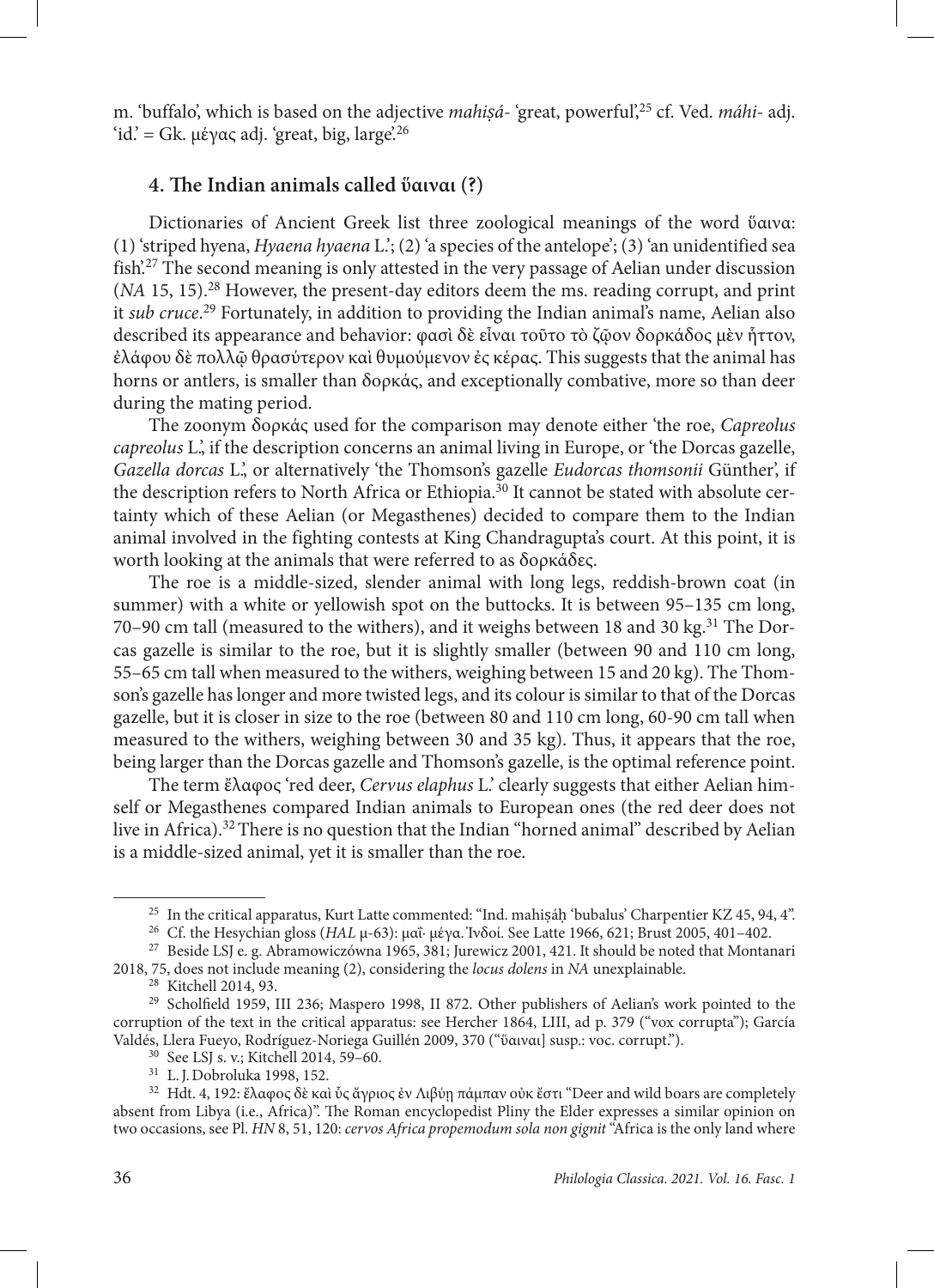m. 'buffalo', which is based on the adjective *mahiṣá-* 'great, powerful',[25] cf. Ved. *máhi-* adj. 'id.' = Gk. μέγας adj. 'great, big, large'.[26]

### 4. The Indian animals called ὕαιναι (?)

Dictionaries of Ancient Greek list three zoological meanings of the word ὕαινα: (1) 'striped hyena, *Hyaena hyaena* L.'; (2) 'a species of the antelope'; (3) 'an unidentified sea fish'.[27] The second meaning is only attested in the very passage of Aelian under discussion (*NA* 15, 15).[28] However, the present-day editors deem the ms. reading corrupt, and print it *sub cruce*.[29] Fortunately, in addition to providing the Indian animal's name, Aelian also described its appearance and behavior: φασὶ δὲ εἶναι τοῦτο τὸ ζῷον δορκάδος μὲν ἧττον, ἐλάφου δὲ πολλῷ θρασύτερον καὶ θυμούμενον ἐς κέρας. This suggests that the animal has horns or antlers, is smaller than δορκάς, and exceptionally combative, more so than deer during the mating period.

The zoonym δορκάς used for the comparison may denote either 'the roe, *Capreolus capreolus* L.', if the description concerns an animal living in Europe, or 'the Dorcas gazelle, *Gazella dorcas* L.', or alternatively 'the Thomson's gazelle *Eudorcas thomsonii* Günther', if the description refers to North Africa or Ethiopia.[30] It cannot be stated with absolute certainty which of these Aelian (or Megasthenes) decided to compare them to the Indian animal involved in the fighting contests at King Chandragupta's court. At this point, it is worth looking at the animals that were referred to as δορκάδες.

The roe is a middle-sized, slender animal with long legs, reddish-brown coat (in summer) with a white or yellowish spot on the buttocks. It is between 95–135 cm long, 70–90 cm tall (measured to the withers), and it weighs between 18 and 30 kg.[31] The Dorcas gazelle is similar to the roe, but it is slightly smaller (between 90 and 110 cm long, 55–65 cm tall when measured to the withers, weighing between 15 and 20 kg). The Thomson's gazelle has longer and more twisted legs, and its colour is similar to that of the Dorcas gazelle, but it is closer in size to the roe (between 80 and 110 cm long, 60-90 cm tall when measured to the withers, weighing between 30 and 35 kg). Thus, it appears that the roe, being larger than the Dorcas gazelle and Thomson's gazelle, is the optimal reference point.

The term ἔλαφος 'red deer, *Cervus elaphus* L.' clearly suggests that either Aelian himself or Megasthenes compared Indian animals to European ones (the red deer does not live in Africa).[32] There is no question that the Indian "horned animal" described by Aelian is a middle-sized animal, yet it is smaller than the roe.

---

[25] In the critical apparatus, Kurt Latte commented: "Ind. mahiṣáḥ 'bubalus' Charpentier KZ 45, 94, 4".

[26] Cf. the Hesychian gloss (*HAL* μ-63): μαΐ· μέγα. Ἰνδοί. See Latte 1966, 621; Brust 2005, 401–402.

[27] Beside LSJ e. g. Abramowiczówna 1965, 381; Jurewicz 2001, 421. It should be noted that Montanari 2018, 75, does not include meaning (2), considering the *locus dolens* in *NA* unexplainable.

[28] Kitchell 2014, 93.

[29] Scholfield 1959, III 236; Maspero 1998, II 872. Other publishers of Aelian's work pointed to the corruption of the text in the critical apparatus: see Hercher 1864, LIII, ad p. 379 ("vox corrupta"); García Valdés, Llera Fueyo, Rodríguez-Noriega Guillén 2009, 370 ("ὕαιναι] susp.: voc. corrupt.").

[30] See LSJ s. v.; Kitchell 2014, 59–60.

[31] L. J. Dobroluka 1998, 152.

[32] Hdt. 4, 192: ἔλαφος δὲ καὶ ὗς ἄγριος ἐν Λιβύῃ πάμπαν οὐκ ἔστι "Deer and wild boars are completely absent from Libya (i.e., Africa)". The Roman encyclopedist Pliny the Elder expresses a similar opinion on two occasions, see Pl. *HN* 8, 51, 120: *cervos Africa propemodum sola non gignit* "Africa is the only land where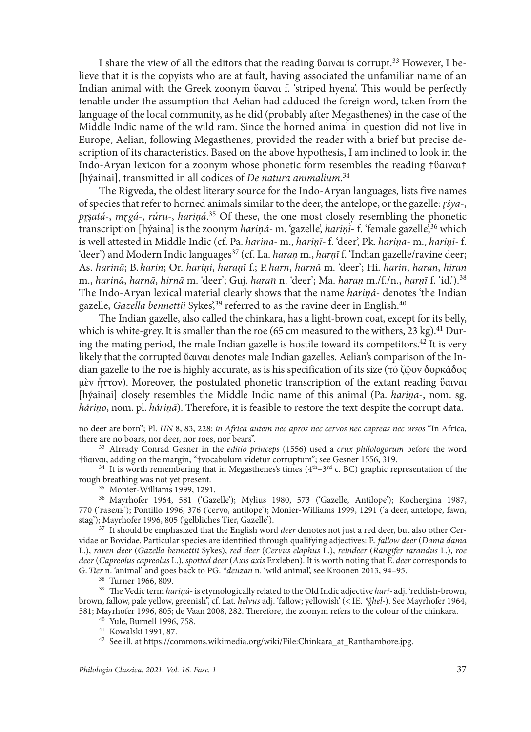I share the view of all the editors that the reading ὕαιναι is corrupt.[33] However, I believe that it is the copyists who are at fault, having associated the unfamiliar name of an Indian animal with the Greek zoonym ὕαιναι f. 'striped hyena'. This would be perfectly tenable under the assumption that Aelian had adduced the foreign word, taken from the language of the local community, as he did (probably after Megasthenes) in the case of the Middle Indic name of the wild ram. Since the horned animal in question did not live in Europe, Aelian, following Megasthenes, provided the reader with a brief but precise description of its characteristics. Based on the above hypothesis, I am inclined to look in the Indo-Aryan lexicon for a zoonym whose phonetic form resembles the reading †ὕαιναι† [hýainai], transmitted in all codices of *De natura animalium*.[34]

The Rigveda, the oldest literary source for the Indo-Aryan languages, lists five names of species that refer to horned animals similar to the deer, the antelope, or the gazelle: *ṛśya-*, *pṛṣatá-*, *mṛgá-*, *rúru-*, *hariṇá*.[35] Of these, the one most closely resembling the phonetic transcription [hýaina] is the zoonym *hariṇá-* m. 'gazelle', *hariṇī́-* f. 'female gazelle',[36] which is well attested in Middle Indic (cf. Pa. *hariṇa-* m., *hariṇī-* f. 'deer', Pk. *hariṇa-* m., *hariṇī-* f. 'deer') and Modern Indic languages[37] (cf. La. *haraṇ* m., *harṇī* f. 'Indian gazelle/ravine deer; As. *harinā*; B. *harin*; Or. *hariṇi*, *haraṇī* f.; P. *harn*, *harnā* m. 'deer'; Hi. *harin*, *haran*, *hiran* m., *harinā*, *harnā*, *hirnā* m. 'deer'; Guj. *haraṇ* n. 'deer'; Ma. *haraṇ* m./f./n., *harṇī* f. 'id.').[38] The Indo-Aryan lexical material clearly shows that the name *hariṇá-* denotes 'the Indian gazelle, *Gazella bennettii* Sykes',[39] referred to as the ravine deer in English.[40]

The Indian gazelle, also called the chinkara, has a light-brown coat, except for its belly, which is white-grey. It is smaller than the roe (65 cm measured to the withers, 23 kg).[41] During the mating period, the male Indian gazelle is hostile toward its competitors.[42] It is very likely that the corrupted ὕαιναι denotes male Indian gazelles. Aelian's comparison of the Indian gazelle to the roe is highly accurate, as is his specification of its size (τὸ ζῷον δορκάδος μὲν ἧττον). Moreover, the postulated phonetic transcription of the extant reading ὕαιναι [hýainai] closely resembles the Middle Indic name of this animal (Pa. *hariṇa-*, nom. sg. *háriṇo*, nom. pl. *háriṇā*). Therefore, it is feasible to restore the text despite the corrupt data.

---

no deer are born"; Pl. *HN* 8, 83, 228: *in Africa autem nec apros nec cervos nec capreas nec ursos* "In Africa, there are no boars, nor deer, nor roes, nor bears".

[33] Already Conrad Gesner in the *editio princeps* (1556) used a *crux philologorum* before the word †ὕαιναι, adding on the margin, "†vocabulum videtur corruptum"; see Gesner 1556, 319.

[34] It is worth remembering that in Megasthenes's times (4th–3rd c. BC) graphic representation of the rough breathing was not yet present.

[35] Monier-Williams 1999, 1291.

[36] Mayrhofer 1964, 581 ('Gazelle'); Mylius 1980, 573 ('Gazelle, Antilope'); Kochergina 1987, 770 ('газель'); Pontillo 1996, 376 ('cervo, antilope'); Monier-Williams 1999, 1291 ('a deer, antelope, fawn, stag'); Mayrhofer 1996, 805 ('gelbliches Tier, Gazelle').

[37] It should be emphasized that the English word *deer* denotes not just a red deer, but also other Cervidae or Bovidae. Particular species are identified through qualifying adjectives: E. *fallow deer* (*Dama dama* L.), *raven deer* (*Gazella bennettii* Sykes), *red deer* (*Cervus elaphus* L.), *reindeer* (*Rangifer tarandus* L.), *roe deer* (*Capreolus capreolus* L.), *spotted deer* (*Axis axis* Erxleben). It is worth noting that E. *deer* corresponds to G. *Tier* n. 'animal' and goes back to PG. *\*deuzan* n. 'wild animal', see Kroonen 2013, 94–95.

[38] Turner 1966, 809.

[39] The Vedic term *hariṇá-* is etymologically related to the Old Indic adjective *harí-* adj. 'reddish-brown, brown, fallow, pale yellow, greenish", cf. Lat. *helvus* adj. 'fallow; yellowish' (< IE. *\*ĝhel-*). See Mayrhofer 1964, 581; Mayrhofer 1996, 805; de Vaan 2008, 282. Therefore, the zoonym refers to the colour of the chinkara.

[40] Yule, Burnell 1996, 758.

[41] Kowalski 1991, 87.

[42] See ill. at https://commons.wikimedia.org/wiki/File:Chinkara_at_Ranthambore.jpg.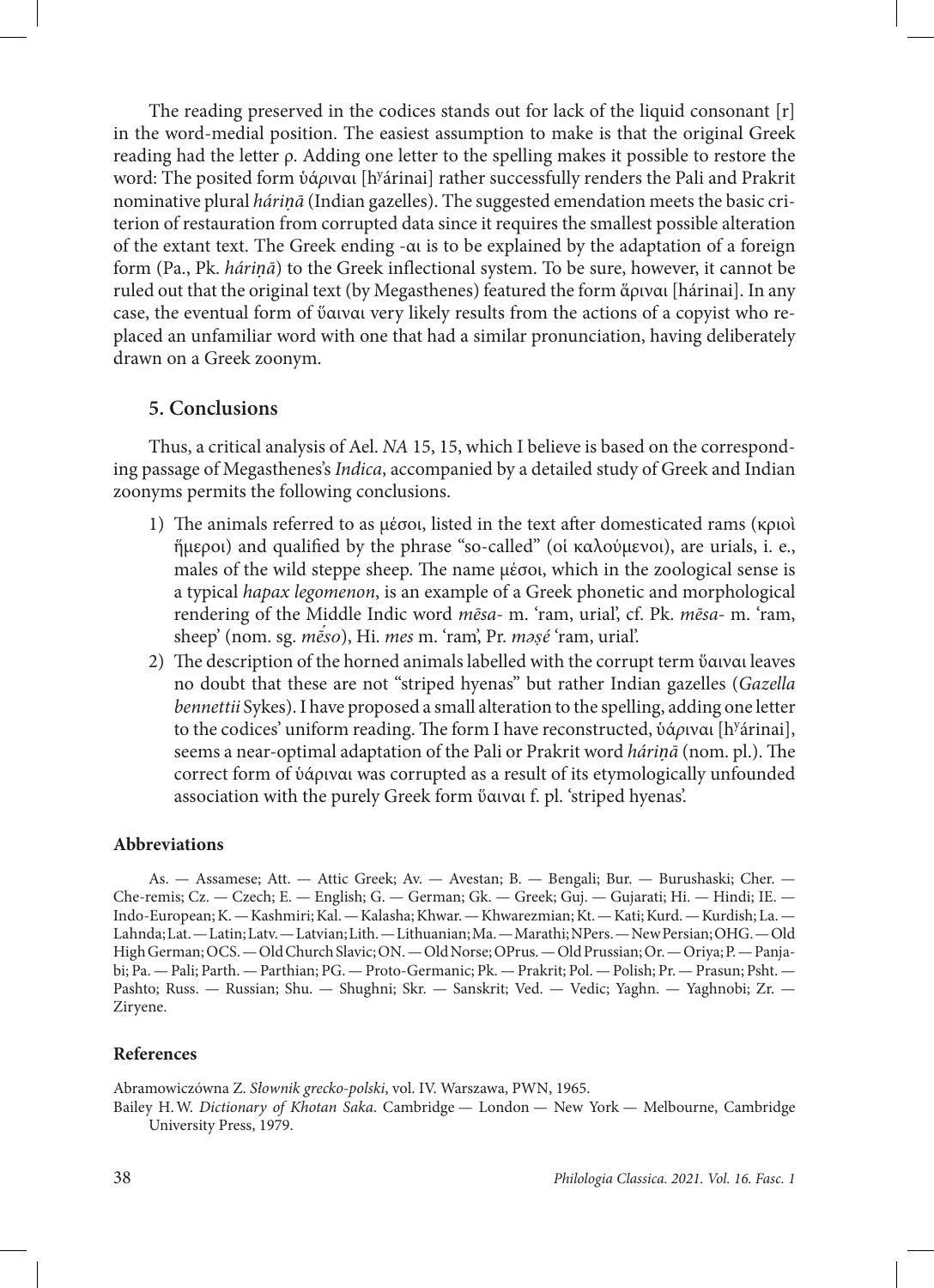The reading preserved in the codices stands out for lack of the liquid consonant [r] in the word-medial position. The easiest assumption to make is that the original Greek reading had the letter ρ. Adding one letter to the spelling makes it possible to restore the word: The posited form ὑάρıναι [hʸárinai] rather successfully renders the Pali and Prakrit nominative plural *háriṇā* (Indian gazelles). The suggested emendation meets the basic criterion of restauration from corrupted data since it requires the smallest possible alteration of the extant text. The Greek ending -αι is to be explained by the adaptation of a foreign form (Pa., Pk. *háriṇā*) to the Greek inflectional system. To be sure, however, it cannot be ruled out that the original text (by Megasthenes) featured the form ἅρıναι [hárinai]. In any case, the eventual form of ὕαιναι very likely results from the actions of a copyist who replaced an unfamiliar word with one that had a similar pronunciation, having deliberately drawn on a Greek zoonym.

## 5. Conclusions

Thus, a critical analysis of Ael. *NA* 15, 15, which I believe is based on the corresponding passage of Megasthenes's *Indica*, accompanied by a detailed study of Greek and Indian zoonyms permits the following conclusions.

1) The animals referred to as μέσοι, listed in the text after domesticated rams (κριοὶ ἥμεροι) and qualified by the phrase "so-called" (οἱ καλούμενοι), are urials, i. e., males of the wild steppe sheep. The name μέσοι, which in the zoological sense is a typical *hapax legomenon*, is an example of a Greek phonetic and morphological rendering of the Middle Indic word *mēsa-* m. 'ram, urial', cf. Pk. *mēsa-* m. 'ram, sheep' (nom. sg. *mḗso*), Hi. *mes* m. 'ram', Pr. *məṣé* 'ram, urial'.
2) The description of the horned animals labelled with the corrupt term ὕαιναι leaves no doubt that these are not "striped hyenas" but rather Indian gazelles (*Gazella bennettii* Sykes). I have proposed a small alteration to the spelling, adding one letter to the codices' uniform reading. The form I have reconstructed, ὑάρıναι [hʸárinai], seems a near-optimal adaptation of the Pali or Prakrit word *háriṇā* (nom. pl.). The correct form of ὑάρıναι was corrupted as a result of its etymologically unfounded association with the purely Greek form ὕαιναι f. pl. 'striped hyenas'.

### Abbreviations

As. — Assamese; Att. — Attic Greek; Av. — Avestan; B. — Bengali; Bur. — Burushaski; Cher. — Che-remis; Cz. — Czech; E. — English; G. — German; Gk. — Greek; Guj. — Gujarati; Hi. — Hindi; IE. — Indo-European; K. — Kashmiri; Kal. — Kalasha; Khwar. — Khwarezmian; Kt. — Kati; Kurd. — Kurdish; La. — Lahnda; Lat. — Latin; Latv. — Latvian; Lith. — Lithuanian; Ma. — Marathi; NPers. — New Persian; OHG. — Old High German; OCS. — Old Church Slavic; ON. — Old Norse; OPrus. — Old Prussian; Or. — Oriya; P. — Panjabi; Pa. — Pali; Parth. — Parthian; PG. — Proto-Germanic; Pk. — Prakrit; Pol. — Polish; Pr. — Prasun; Psht. — Pashto; Russ. — Russian; Shu. — Shughni; Skr. — Sanskrit; Ved. — Vedic; Yaghn. — Yaghnobi; Zr. — Ziryene.

### References

Abramowiczówna Z. *Słownik grecko-polski*, vol. IV. Warszawa, PWN, 1965.

Bailey H. W. *Dictionary of Khotan Saka*. Cambridge — London — New York — Melbourne, Cambridge University Press, 1979.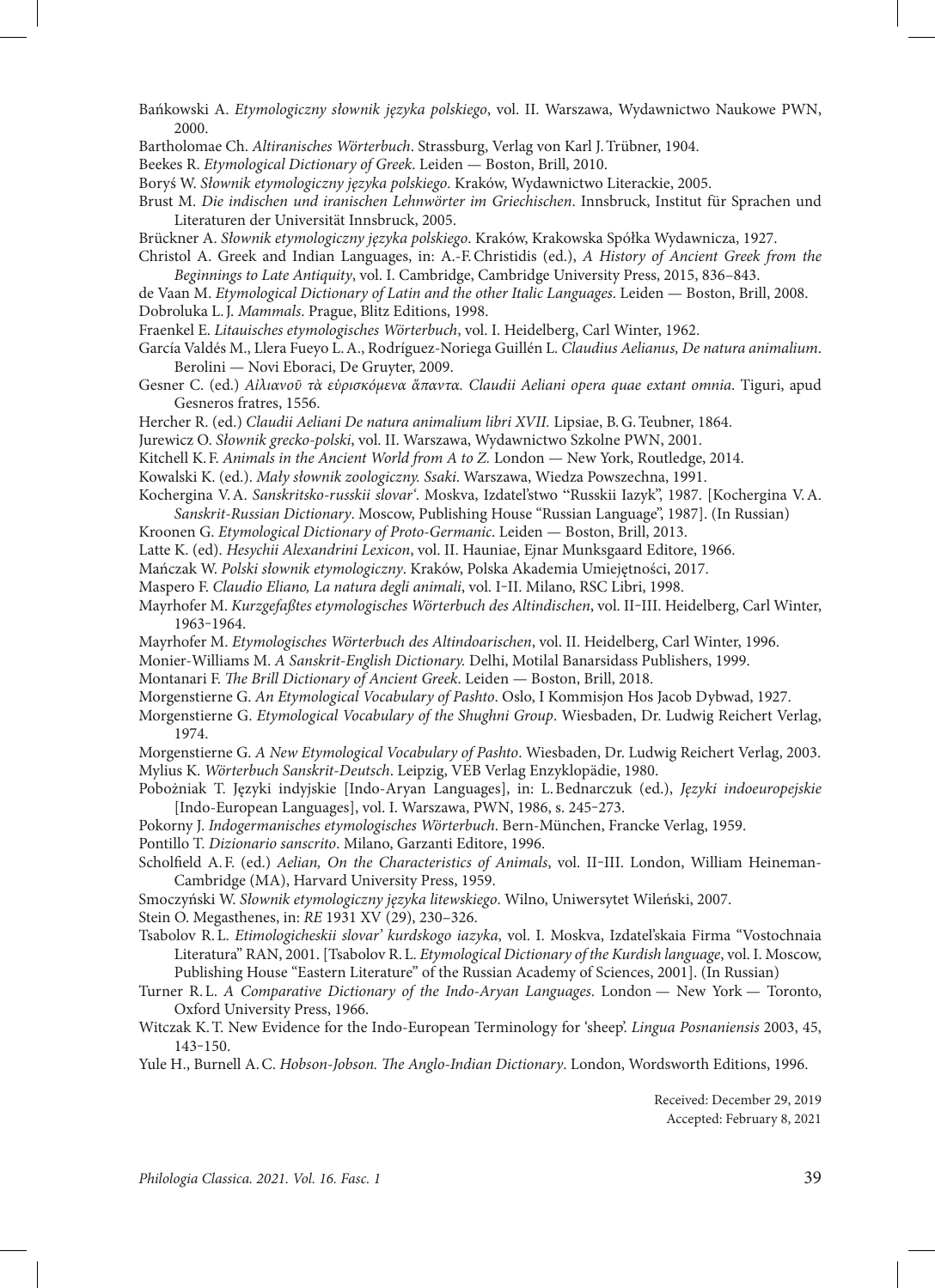Bańkowski A. *Etymologiczny słownik języka polskiego*, vol. II. Warszawa, Wydawnictwo Naukowe PWN, 2000.

Bartholomae Ch. *Altiranisches Wörterbuch*. Strassburg, Verlag von Karl J. Trübner, 1904.

Beekes R. *Etymological Dictionary of Greek*. Leiden — Boston, Brill, 2010.

Boryś W. *Słownik etymologiczny języka polskiego*. Kraków, Wydawnictwo Literackie, 2005.

Brust M. *Die indischen und iranischen Lehnwörter im Griechischen*. Innsbruck, Institut für Sprachen und Literaturen der Universität Innsbruck, 2005.

Brückner A. *Słownik etymologiczny języka polskiego*. Kraków, Krakowska Spółka Wydawnicza, 1927.

Christol A. Greek and Indian Languages, in: A.-F. Christidis (ed.), *A History of Ancient Greek from the Beginnings to Late Antiquity*, vol. I. Cambridge, Cambridge University Press, 2015, 836–843.

de Vaan M. *Etymological Dictionary of Latin and the other Italic Languages*. Leiden — Boston, Brill, 2008.

Dobroluka L. J. *Mammals*. Prague, Blitz Editions, 1998.

Fraenkel E. *Litauisches etymologisches Wörterbuch*, vol. I. Heidelberg, Carl Winter, 1962.

García Valdés M., Llera Fueyo L. A., Rodríguez-Noriega Guillén L. *Claudius Aelianus, De natura animalium*. Berolini — Novi Eboraci, De Gruyter, 2009.

Gesner C. (ed.) *Αἰλιανοῦ τὰ εὑρισκόμενα ἅπαντα. Claudii Aeliani opera quae extant omnia*. Tiguri, apud Gesneros fratres, 1556.

Hercher R. (ed.) *Claudii Aeliani De natura animalium libri XVII*. Lipsiae, B. G. Teubner, 1864.

Jurewicz O. *Słownik grecko-polski*, vol. II. Warszawa, Wydawnictwo Szkolne PWN, 2001.

Kitchell K. F. *Animals in the Ancient World from A to Z*. London — New York, Routledge, 2014.

Kowalski K. (ed.). *Mały słownik zoologiczny. Ssaki*. Warszawa, Wiedza Powszechna, 1991.

Kochergina V. A. *Sanskritsko-russkii slovar'*. Moskva, Izdatel'stwo "Russkii Iazyk", 1987. [Kochergina V. A. *Sanskrit-Russian Dictionary*. Moscow, Publishing House "Russian Language", 1987]. (In Russian)

Kroonen G. *Etymological Dictionary of Proto-Germanic*. Leiden — Boston, Brill, 2013.

Latte K. (ed). *Hesychii Alexandrini Lexicon*, vol. II. Hauniae, Ejnar Munksgaard Editore, 1966.

Mańczak W. *Polski słownik etymologiczny*. Kraków, Polska Akademia Umiejętności, 2017.

Maspero F. *Claudio Eliano, La natura degli animali*, vol. I–II. Milano, RSC Libri, 1998.

Mayrhofer M. *Kurzgefaßtes etymologisches Wörterbuch des Altindischen*, vol. II–III. Heidelberg, Carl Winter, 1963–1964.

Mayrhofer M. *Etymologisches Wörterbuch des Altindoarischen*, vol. II. Heidelberg, Carl Winter, 1996.

Monier-Williams M. *A Sanskrit-English Dictionary*. Delhi, Motilal Banarsidass Publishers, 1999.

Montanari F. *The Brill Dictionary of Ancient Greek*. Leiden — Boston, Brill, 2018.

Morgenstierne G. *An Etymological Vocabulary of Pashto*. Oslo, I Kommisjon Hos Jacob Dybwad, 1927.

Morgenstierne G. *Etymological Vocabulary of the Shughni Group*. Wiesbaden, Dr. Ludwig Reichert Verlag, 1974.

Morgenstierne G. *A New Etymological Vocabulary of Pashto*. Wiesbaden, Dr. Ludwig Reichert Verlag, 2003.

Mylius K. *Wörterbuch Sanskrit-Deutsch*. Leipzig, VEB Verlag Enzyklopädie, 1980.

Pobożniak T. Języki indyjskie [Indo-Aryan Languages], in: L. Bednarczuk (ed.), *Języki indoeuropejskie* [Indo-European Languages], vol. I. Warszawa, PWN, 1986, s. 245–273.

Pokorny J. *Indogermanisches etymologisches Wörterbuch*. Bern-München, Francke Verlag, 1959.

Pontillo T. *Dizionario sanscrito*. Milano, Garzanti Editore, 1996.

Scholfield A. F. (ed.) *Aelian, On the Characteristics of Animals*, vol. II–III. London, William Heineman-Cambridge (MA), Harvard University Press, 1959.

Smoczyński W. *Słownik etymologiczny języka litewskiego*. Wilno, Uniwersytet Wileński, 2007.

Stein O. Megasthenes, in: *RE* 1931 XV (29), 230–326.

Tsabolov R. L. *Etimologicheskii slovar' kurdskogo iazyka*, vol. I. Moskva, Izdatel'skaia Firma "Vostochnaia Literatura" RAN, 2001. [Tsabolov R. L. *Etymological Dictionary of the Kurdish language*, vol. I. Moscow, Publishing House "Eastern Literature" of the Russian Academy of Sciences, 2001]. (In Russian)

Turner R. L. *A Comparative Dictionary of the Indo-Aryan Languages*. London — New York — Toronto, Oxford University Press, 1966.

Witczak K. T. New Evidence for the Indo-European Terminology for 'sheep'. *Lingua Posnaniensis* 2003, 45, 143–150.

Yule H., Burnell A. C. *Hobson-Jobson. The Anglo-Indian Dictionary*. London, Wordsworth Editions, 1996.

Received: December 29, 2019
Accepted: February 8, 2021